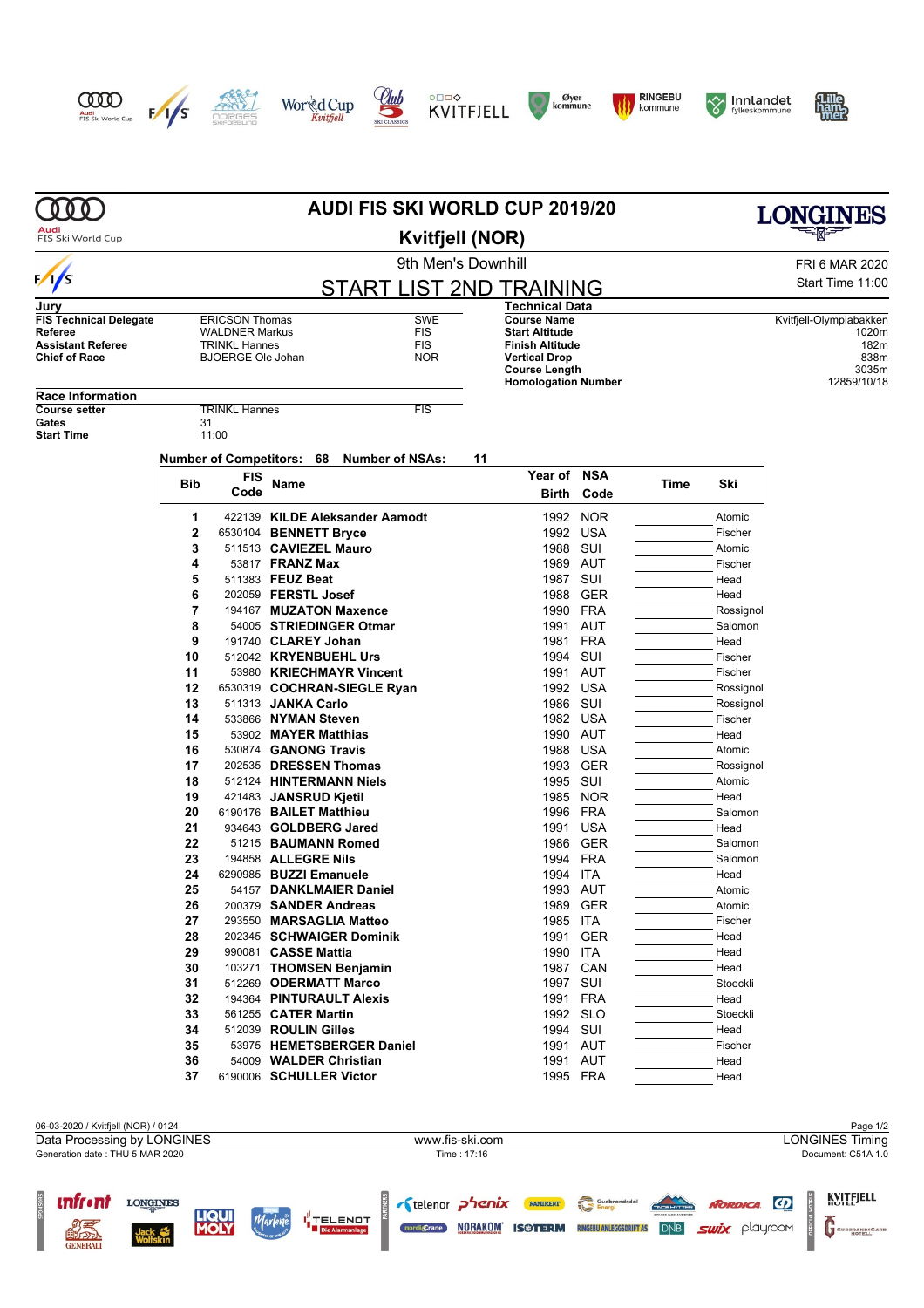# AUDI FIS SKI WORLD CUP 2019/20

## Kvitfjell (NOR)

9th Men's Downhill

FRI 6 MAR 2020

Start Time 11:00

## START LIST 2ND TRAINING

### Jury

| | | |
|---|---|---|
| **FIS Technical Delegate** | ERICSON Thomas | SWE |
| **Referee** | WALDNER Markus | FIS |
| **Assistant Referee** | TRINKL Hannes | FIS |
| **Chief of Race** | BJOERGE Ole Johan | NOR |

### Technical Data

| | |
|---|---|
| **Course Name** | Kvitfjell-Olympiabakken |
| **Start Altitude** | 1020m |
| **Finish Altitude** | 182m |
| **Vertical Drop** | 838m |
| **Course Length** | 3035m |
| **Homologation Number** | 12859/10/18 |

### Race Information

| | | |
|---|---|---|
| **Course setter** | TRINKL Hannes | FIS |
| **Gates** | 31 | |
| **Start Time** | 11:00 | |

**Number of Competitors: 68 Number of NSAs: 11**

| Bib | FIS Code | Name | Year of Birth | NSA Code | Time | Ski |
|---|---|---|---|---|---|---|
| 1 | 422139 | **KILDE Aleksander Aamodt** | 1992 | NOR | | Atomic |
| 2 | 6530104 | **BENNETT Bryce** | 1992 | USA | | Fischer |
| 3 | 511513 | **CAVIEZEL Mauro** | 1988 | SUI | | Atomic |
| 4 | 53817 | **FRANZ Max** | 1989 | AUT | | Fischer |
| 5 | 511383 | **FEUZ Beat** | 1987 | SUI | | Head |
| 6 | 202059 | **FERSTL Josef** | 1988 | GER | | Head |
| 7 | 194167 | **MUZATON Maxence** | 1990 | FRA | | Rossignol |
| 8 | 54005 | **STRIEDINGER Otmar** | 1991 | AUT | | Salomon |
| 9 | 191740 | **CLAREY Johan** | 1981 | FRA | | Head |
| 10 | 512042 | **KRYENBUEHL Urs** | 1994 | SUI | | Fischer |
| 11 | 53980 | **KRIECHMAYR Vincent** | 1991 | AUT | | Fischer |
| 12 | 6530319 | **COCHRAN-SIEGLE Ryan** | 1992 | USA | | Rossignol |
| 13 | 511313 | **JANKA Carlo** | 1986 | SUI | | Rossignol |
| 14 | 533866 | **NYMAN Steven** | 1982 | USA | | Fischer |
| 15 | 53902 | **MAYER Matthias** | 1990 | AUT | | Head |
| 16 | 530874 | **GANONG Travis** | 1988 | USA | | Atomic |
| 17 | 202535 | **DRESSEN Thomas** | 1993 | GER | | Rossignol |
| 18 | 512124 | **HINTERMANN Niels** | 1995 | SUI | | Atomic |
| 19 | 421483 | **JANSRUD Kjetil** | 1985 | NOR | | Head |
| 20 | 6190176 | **BAILET Matthieu** | 1996 | FRA | | Salomon |
| 21 | 934643 | **GOLDBERG Jared** | 1991 | USA | | Head |
| 22 | 51215 | **BAUMANN Romed** | 1986 | GER | | Salomon |
| 23 | 194858 | **ALLEGRE Nils** | 1994 | FRA | | Salomon |
| 24 | 6290985 | **BUZZI Emanuele** | 1994 | ITA | | Head |
| 25 | 54157 | **DANKLMAIER Daniel** | 1993 | AUT | | Atomic |
| 26 | 200379 | **SANDER Andreas** | 1989 | GER | | Atomic |
| 27 | 293550 | **MARSAGLIA Matteo** | 1985 | ITA | | Fischer |
| 28 | 202345 | **SCHWAIGER Dominik** | 1991 | GER | | Head |
| 29 | 990081 | **CASSE Mattia** | 1990 | ITA | | Head |
| 30 | 103271 | **THOMSEN Benjamin** | 1987 | CAN | | Head |
| 31 | 512269 | **ODERMATT Marco** | 1997 | SUI | | Stoeckli |
| 32 | 194364 | **PINTURAULT Alexis** | 1991 | FRA | | Head |
| 33 | 561255 | **CATER Martin** | 1992 | SLO | | Stoeckli |
| 34 | 512039 | **ROULIN Gilles** | 1994 | SUI | | Head |
| 35 | 53975 | **HEMETSBERGER Daniel** | 1991 | AUT | | Fischer |
| 36 | 54009 | **WALDER Christian** | 1991 | AUT | | Head |
| 37 | 6190006 | **SCHULLER Victor** | 1995 | FRA | | Head |

06-03-2020 / Kvitfjell (NOR) / 0124

Data Processing by LONGINES — www.fis-ski.com — LONGINES Timing

Generation date : THU 5 MAR 2020 — Time : 17:16 — Document: C51A 1.0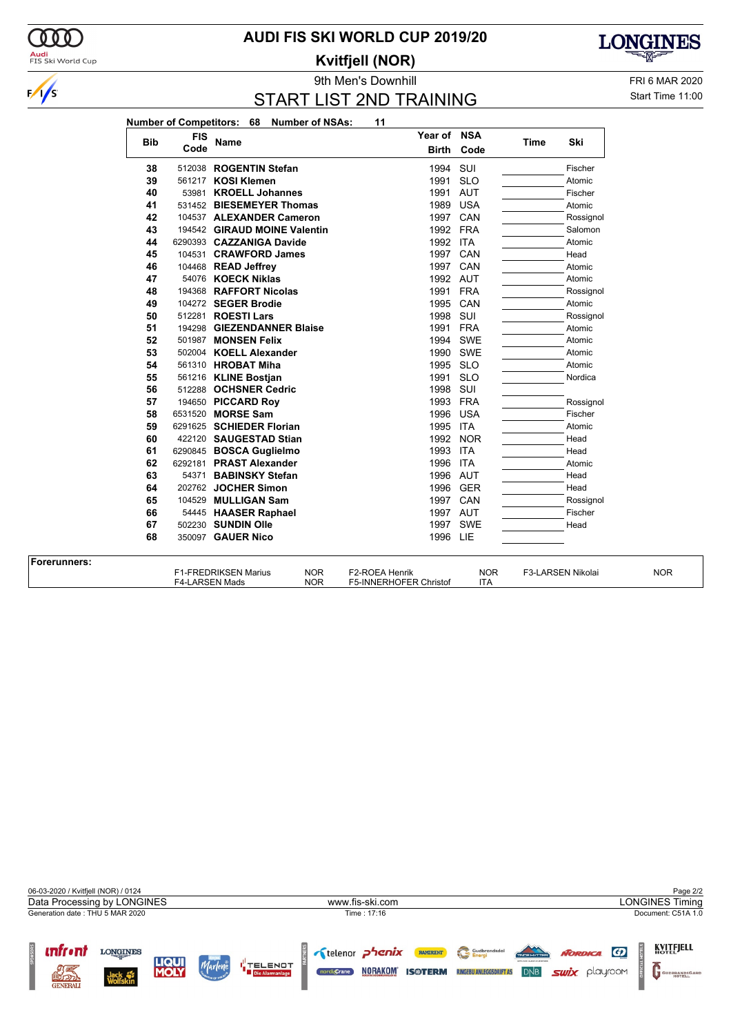# AUDI FIS SKI WORLD CUP 2019/20

## Kvitfjell (NOR)

9th Men's Downhill

FRI 6 MAR 2020

## START LIST 2ND TRAINING

Start Time 11:00

**Number of Competitors: 68 Number of NSAs: 11**

| Bib | FIS Code | Name | Year of Birth | NSA Code | Time | Ski |
|---|---|---|---|---|---|---|
| 38 | 512038 | **ROGENTIN Stefan** | 1994 | SUI | | Fischer |
| 39 | 561217 | **KOSI Klemen** | 1991 | SLO | | Atomic |
| 40 | 53981 | **KROELL Johannes** | 1991 | AUT | | Fischer |
| 41 | 531452 | **BIESEMEYER Thomas** | 1989 | USA | | Atomic |
| 42 | 104537 | **ALEXANDER Cameron** | 1997 | CAN | | Rossignol |
| 43 | 194542 | **GIRAUD MOINE Valentin** | 1992 | FRA | | Salomon |
| 44 | 6290393 | **CAZZANIGA Davide** | 1992 | ITA | | Atomic |
| 45 | 104531 | **CRAWFORD James** | 1997 | CAN | | Head |
| 46 | 104468 | **READ Jeffrey** | 1997 | CAN | | Atomic |
| 47 | 54076 | **KOECK Niklas** | 1992 | AUT | | Atomic |
| 48 | 194368 | **RAFFORT Nicolas** | 1991 | FRA | | Rossignol |
| 49 | 104272 | **SEGER Brodie** | 1995 | CAN | | Atomic |
| 50 | 512281 | **ROESTI Lars** | 1998 | SUI | | Rossignol |
| 51 | 194298 | **GIEZENDANNER Blaise** | 1991 | FRA | | Atomic |
| 52 | 501987 | **MONSEN Felix** | 1994 | SWE | | Atomic |
| 53 | 502004 | **KOELL Alexander** | 1990 | SWE | | Atomic |
| 54 | 561310 | **HROBAT Miha** | 1995 | SLO | | Atomic |
| 55 | 561216 | **KLINE Bostjan** | 1991 | SLO | | Nordica |
| 56 | 512288 | **OCHSNER Cedric** | 1998 | SUI | | |
| 57 | 194650 | **PICCARD Roy** | 1993 | FRA | | Rossignol |
| 58 | 6531520 | **MORSE Sam** | 1996 | USA | | Fischer |
| 59 | 6291625 | **SCHIEDER Florian** | 1995 | ITA | | Atomic |
| 60 | 422120 | **SAUGESTAD Stian** | 1992 | NOR | | Head |
| 61 | 6290845 | **BOSCA Guglielmo** | 1993 | ITA | | Head |
| 62 | 6292181 | **PRAST Alexander** | 1996 | ITA | | Atomic |
| 63 | 54371 | **BABINSKY Stefan** | 1996 | AUT | | Head |
| 64 | 202762 | **JOCHER Simon** | 1996 | GER | | Head |
| 65 | 104529 | **MULLIGAN Sam** | 1997 | CAN | | Rossignol |
| 66 | 54445 | **HAASER Raphael** | 1997 | AUT | | Fischer |
| 67 | 502230 | **SUNDIN Olle** | 1997 | SWE | | Head |
| 68 | 350097 | **GAUER Nico** | 1996 | LIE | | |

**Forerunners:**

| | | | | | |
|---|---|---|---|---|---|
| F1-FREDRIKSEN Marius | NOR | F2-ROEA Henrik | NOR | F3-LARSEN Nikolai | NOR |
| F4-LARSEN Mads | NOR | F5-INNERHOFER Christof | ITA | | |

06-03-2020 / Kvitfjell (NOR) / 0124

Data Processing by LONGINES — www.fis-ski.com — LONGINES Timing

Generation date : THU 5 MAR 2020 — Time : 17:16 — Document: C51A 1.0